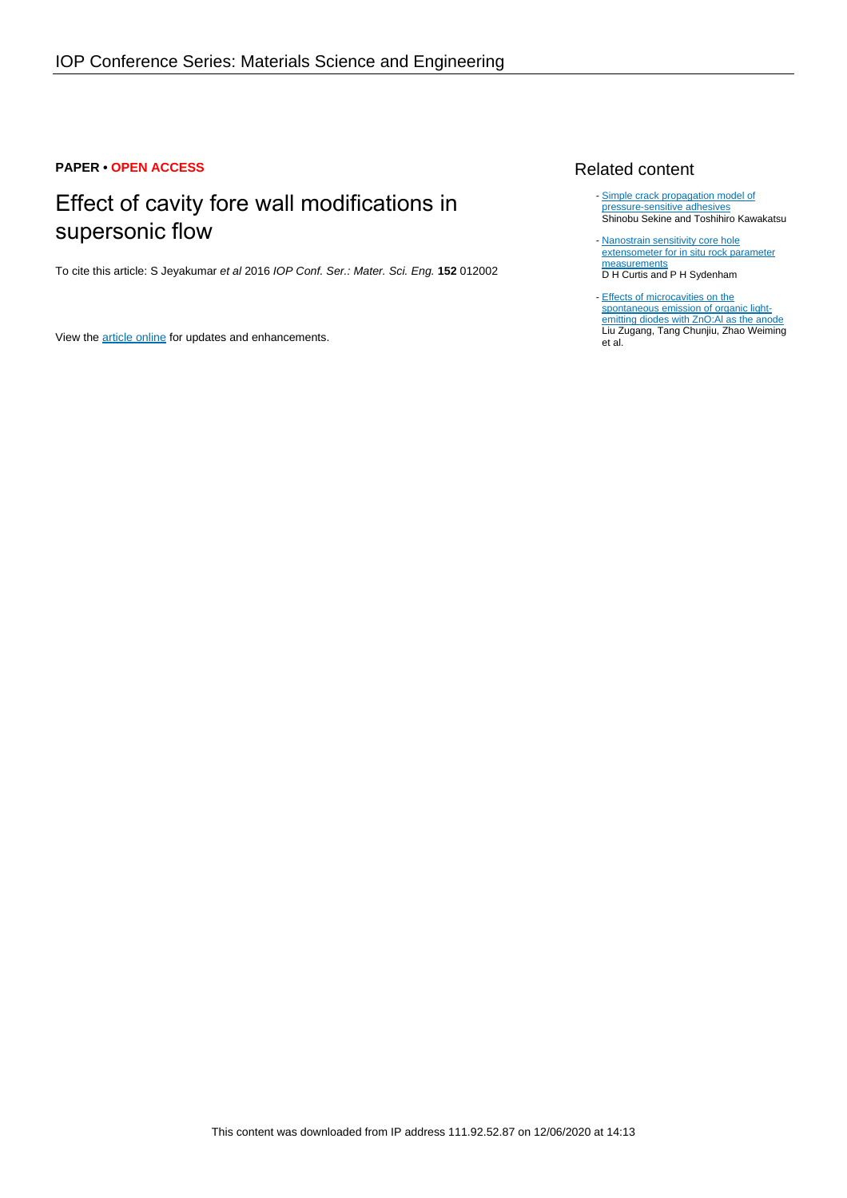**PAPER • OPEN ACCESS**

# Effect of cavity fore wall modifications in supersonic flow

To cite this article: S Jeyakumar *et al* 2016 *IOP Conf. Ser.: Mater. Sci. Eng.* **152** 012002

View the article online for updates and enhancements.

## Related content

- Simple crack propagation model of pressure-sensitive adhesives
Shinobu Sekine and Toshihiro Kawakatsu

- Nanostrain sensitivity core hole extensometer for in situ rock parameter measurements
D H Curtis and P H Sydenham

- Effects of microcavities on the spontaneous emission of organic light-emitting diodes with ZnO:Al as the anode
Liu Zugang, Tang Chunjiu, Zhao Weiming et al.

This content was downloaded from IP address 111.92.52.87 on 12/06/2020 at 14:13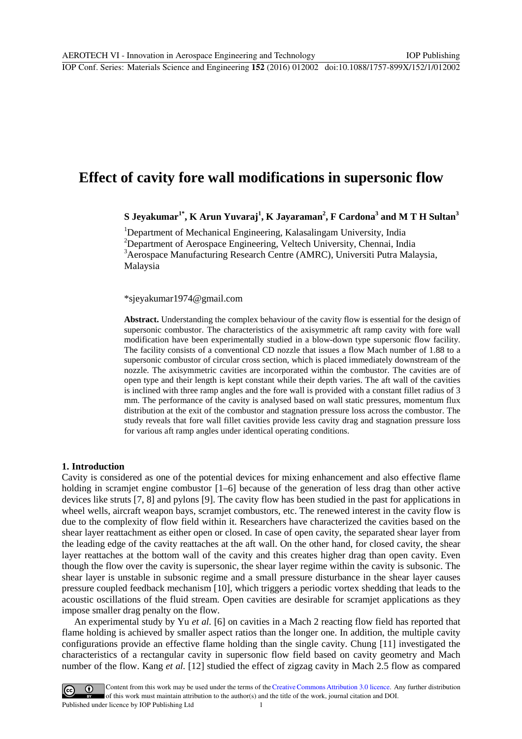# Effect of cavity fore wall modifications in supersonic flow

**S Jeyakumar[1*], K Arun Yuvaraj[1], K Jayaraman[2], F Cardona[3] and M T H Sultan[3]**

[1]Department of Mechanical Engineering, Kalasalingam University, India
[2]Department of Aerospace Engineering, Veltech University, Chennai, India
[3]Aerospace Manufacturing Research Centre (AMRC), Universiti Putra Malaysia, Malaysia

*sjeyakumar1974@gmail.com

**Abstract.** Understanding the complex behaviour of the cavity flow is essential for the design of supersonic combustor. The characteristics of the axisymmetric aft ramp cavity with fore wall modification have been experimentally studied in a blow-down type supersonic flow facility. The facility consists of a conventional CD nozzle that issues a flow Mach number of 1.88 to a supersonic combustor of circular cross section, which is placed immediately downstream of the nozzle. The axisymmetric cavities are incorporated within the combustor. The cavities are of open type and their length is kept constant while their depth varies. The aft wall of the cavities is inclined with three ramp angles and the fore wall is provided with a constant fillet radius of 3 mm. The performance of the cavity is analysed based on wall static pressures, momentum flux distribution at the exit of the combustor and stagnation pressure loss across the combustor. The study reveals that fore wall fillet cavities provide less cavity drag and stagnation pressure loss for various aft ramp angles under identical operating conditions.

## 1. Introduction

Cavity is considered as one of the potential devices for mixing enhancement and also effective flame holding in scramjet engine combustor [1–6] because of the generation of less drag than other active devices like struts [7, 8] and pylons [9]. The cavity flow has been studied in the past for applications in wheel wells, aircraft weapon bays, scramjet combustors, etc. The renewed interest in the cavity flow is due to the complexity of flow field within it. Researchers have characterized the cavities based on the shear layer reattachment as either open or closed. In case of open cavity, the separated shear layer from the leading edge of the cavity reattaches at the aft wall. On the other hand, for closed cavity, the shear layer reattaches at the bottom wall of the cavity and this creates higher drag than open cavity. Even though the flow over the cavity is supersonic, the shear layer regime within the cavity is subsonic. The shear layer is unstable in subsonic regime and a small pressure disturbance in the shear layer causes pressure coupled feedback mechanism [10], which triggers a periodic vortex shedding that leads to the acoustic oscillations of the fluid stream. Open cavities are desirable for scramjet applications as they impose smaller drag penalty on the flow.

An experimental study by Yu *et al.* [6] on cavities in a Mach 2 reacting flow field has reported that flame holding is achieved by smaller aspect ratios than the longer one. In addition, the multiple cavity configurations provide an effective flame holding than the single cavity. Chung [11] investigated the characteristics of a rectangular cavity in supersonic flow field based on cavity geometry and Mach number of the flow. Kang *et al.* [12] studied the effect of zigzag cavity in Mach 2.5 flow as compared

Content from this work may be used under the terms of the Creative Commons Attribution 3.0 licence. Any further distribution of this work must maintain attribution to the author(s) and the title of the work, journal citation and DOI.
Published under licence by IOP Publishing Ltd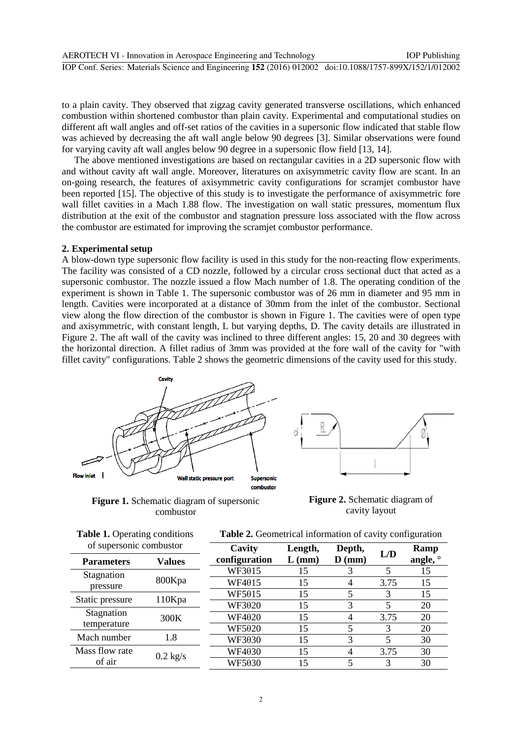to a plain cavity. They observed that zigzag cavity generated transverse oscillations, which enhanced combustion within shortened combustor than plain cavity. Experimental and computational studies on different aft wall angles and off-set ratios of the cavities in a supersonic flow indicated that stable flow was achieved by decreasing the aft wall angle below 90 degrees [3]. Similar observations were found for varying cavity aft wall angles below 90 degree in a supersonic flow field [13, 14].

The above mentioned investigations are based on rectangular cavities in a 2D supersonic flow with and without cavity aft wall angle. Moreover, literatures on axisymmetric cavity flow are scant. In an on-going research, the features of axisymmetric cavity configurations for scramjet combustor have been reported [15]. The objective of this study is to investigate the performance of axisymmetric fore wall fillet cavities in a Mach 1.88 flow. The investigation on wall static pressures, momentum flux distribution at the exit of the combustor and stagnation pressure loss associated with the flow across the combustor are estimated for improving the scramjet combustor performance.

## 2. Experimental setup

A blow-down type supersonic flow facility is used in this study for the non-reacting flow experiments. The facility was consisted of a CD nozzle, followed by a circular cross sectional duct that acted as a supersonic combustor. The nozzle issued a flow Mach number of 1.8. The operating condition of the experiment is shown in Table 1. The supersonic combustor was of 26 mm in diameter and 95 mm in length. Cavities were incorporated at a distance of 30mm from the inlet of the combustor. Sectional view along the flow direction of the combustor is shown in Figure 1. The cavities were of open type and axisymmetric, with constant length, L but varying depths, D. The cavity details are illustrated in Figure 2. The aft wall of the cavity was inclined to three different angles: 15, 20 and 30 degrees with the horizontal direction. A fillet radius of 3mm was provided at the fore wall of the cavity for "with fillet cavity" configurations. Table 2 shows the geometric dimensions of the cavity used for this study.

**Figure 1.** Schematic diagram of supersonic combustor

**Figure 2.** Schematic diagram of cavity layout

**Table 1.** Operating conditions of supersonic combustor

| Parameters | Values |
|---|---|
| Stagnation pressure | 800Kpa |
| Static pressure | 110Kpa |
| Stagnation temperature | 300K |
| Mach number | 1.8 |
| Mass flow rate of air | 0.2 kg/s |

**Table 2.** Geometrical information of cavity configuration

| Cavity configuration | Length, L (mm) | Depth, D (mm) | L/D | Ramp angle, ° |
|---|---|---|---|---|
| WF3θ15 | 15 | 3 | 5 | 15 |
| WF4θ15 | 15 | 4 | 3.75 | 15 |
| WF5θ15 | 15 | 5 | 3 | 15 |
| WF3θ20 | 15 | 3 | 5 | 20 |
| WF4θ20 | 15 | 4 | 3.75 | 20 |
| WF5θ20 | 15 | 5 | 3 | 20 |
| WF3θ30 | 15 | 3 | 5 | 30 |
| WF4θ30 | 15 | 4 | 3.75 | 30 |
| WF5θ30 | 15 | 5 | 3 | 30 |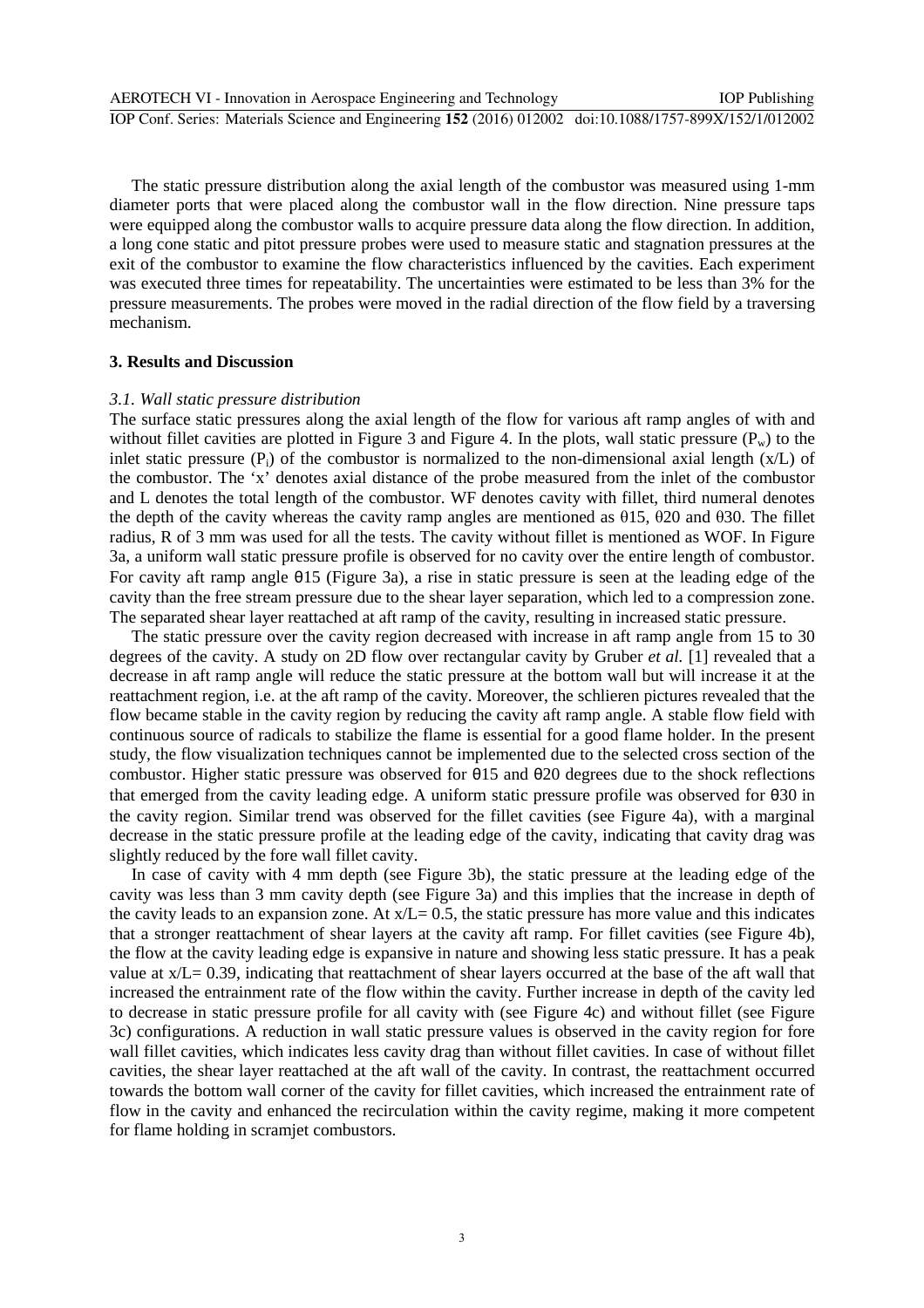The static pressure distribution along the axial length of the combustor was measured using 1-mm diameter ports that were placed along the combustor wall in the flow direction. Nine pressure taps were equipped along the combustor walls to acquire pressure data along the flow direction. In addition, a long cone static and pitot pressure probes were used to measure static and stagnation pressures at the exit of the combustor to examine the flow characteristics influenced by the cavities. Each experiment was executed three times for repeatability. The uncertainties were estimated to be less than 3% for the pressure measurements. The probes were moved in the radial direction of the flow field by a traversing mechanism.

## 3. Results and Discussion

### *3.1. Wall static pressure distribution*

The surface static pressures along the axial length of the flow for various aft ramp angles of with and without fillet cavities are plotted in Figure 3 and Figure 4. In the plots, wall static pressure ($P_w$) to the inlet static pressure ($P_i$) of the combustor is normalized to the non-dimensional axial length (x/L) of the combustor. The 'x' denotes axial distance of the probe measured from the inlet of the combustor and L denotes the total length of the combustor. WF denotes cavity with fillet, third numeral denotes the depth of the cavity whereas the cavity ramp angles are mentioned as θ15, θ20 and θ30. The fillet radius, R of 3 mm was used for all the tests. The cavity without fillet is mentioned as WOF. In Figure 3a, a uniform wall static pressure profile is observed for no cavity over the entire length of combustor. For cavity aft ramp angle θ15 (Figure 3a), a rise in static pressure is seen at the leading edge of the cavity than the free stream pressure due to the shear layer separation, which led to a compression zone. The separated shear layer reattached at aft ramp of the cavity, resulting in increased static pressure.

The static pressure over the cavity region decreased with increase in aft ramp angle from 15 to 30 degrees of the cavity. A study on 2D flow over rectangular cavity by Gruber *et al.* [1] revealed that a decrease in aft ramp angle will reduce the static pressure at the bottom wall but will increase it at the reattachment region, i.e. at the aft ramp of the cavity. Moreover, the schlieren pictures revealed that the flow became stable in the cavity region by reducing the cavity aft ramp angle. A stable flow field with continuous source of radicals to stabilize the flame is essential for a good flame holder. In the present study, the flow visualization techniques cannot be implemented due to the selected cross section of the combustor. Higher static pressure was observed for θ15 and θ20 degrees due to the shock reflections that emerged from the cavity leading edge. A uniform static pressure profile was observed for θ30 in the cavity region. Similar trend was observed for the fillet cavities (see Figure 4a), with a marginal decrease in the static pressure profile at the leading edge of the cavity, indicating that cavity drag was slightly reduced by the fore wall fillet cavity.

In case of cavity with 4 mm depth (see Figure 3b), the static pressure at the leading edge of the cavity was less than 3 mm cavity depth (see Figure 3a) and this implies that the increase in depth of the cavity leads to an expansion zone. At x/L= 0.5, the static pressure has more value and this indicates that a stronger reattachment of shear layers at the cavity aft ramp. For fillet cavities (see Figure 4b), the flow at the cavity leading edge is expansive in nature and showing less static pressure. It has a peak value at x/L= 0.39, indicating that reattachment of shear layers occurred at the base of the aft wall that increased the entrainment rate of the flow within the cavity. Further increase in depth of the cavity led to decrease in static pressure profile for all cavity with (see Figure 4c) and without fillet (see Figure 3c) configurations. A reduction in wall static pressure values is observed in the cavity region for fore wall fillet cavities, which indicates less cavity drag than without fillet cavities. In case of without fillet cavities, the shear layer reattached at the aft wall of the cavity. In contrast, the reattachment occurred towards the bottom wall corner of the cavity for fillet cavities, which increased the entrainment rate of flow in the cavity and enhanced the recirculation within the cavity regime, making it more competent for flame holding in scramjet combustors.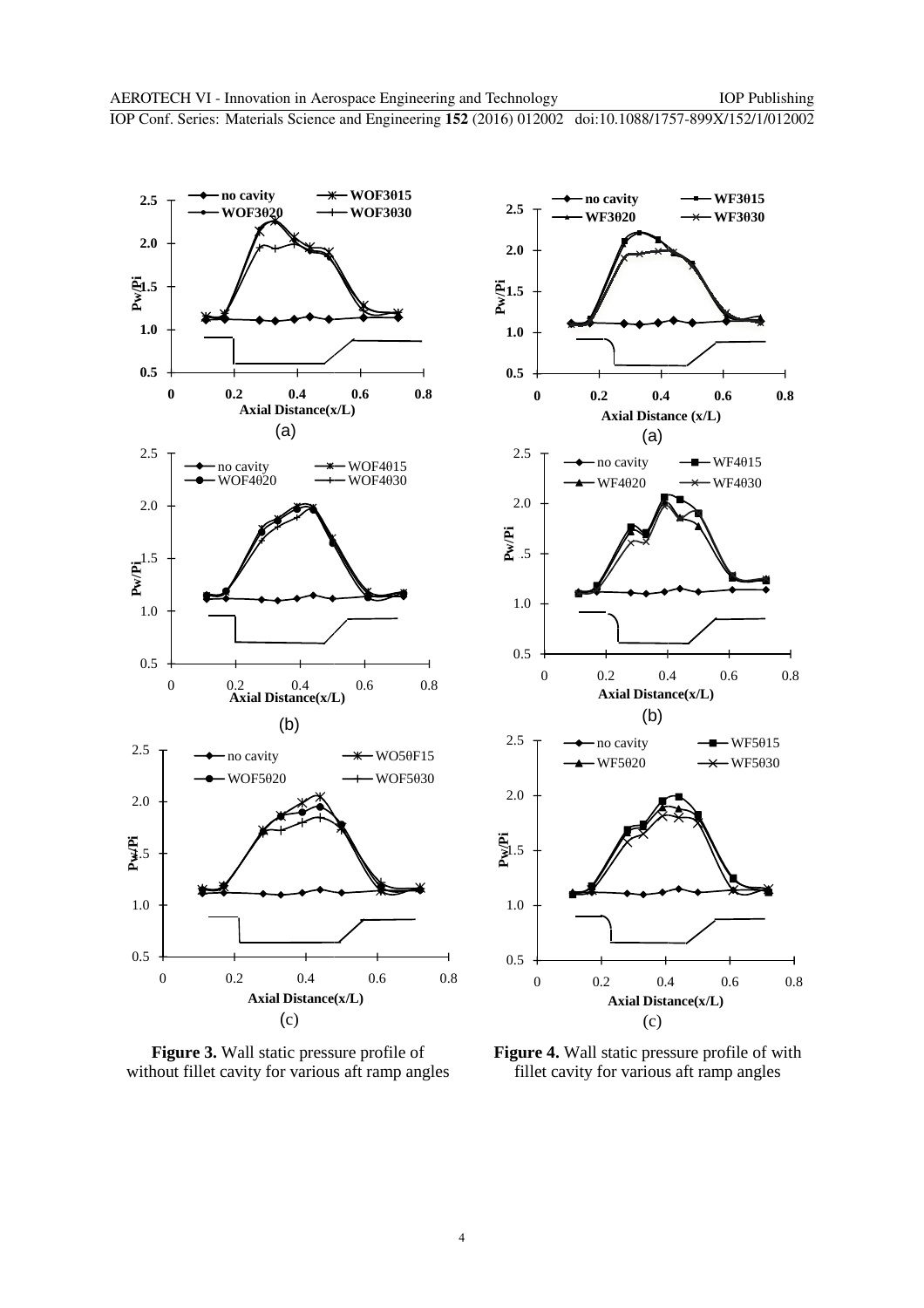**Figure 3.** Wall static pressure profile of without fillet cavity for various aft ramp angles

**Figure 4.** Wall static pressure profile of with fillet cavity for various aft ramp angles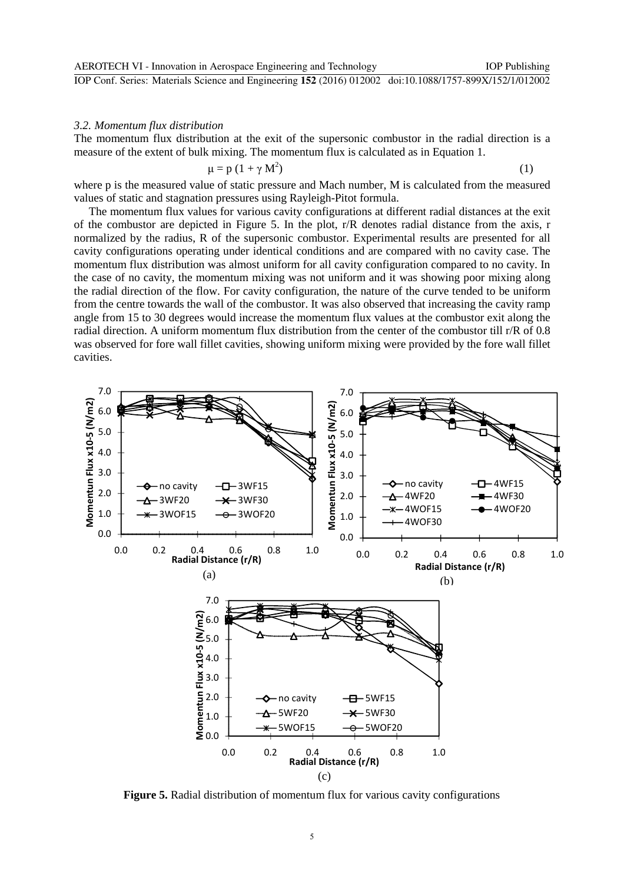### 3.2. Momentum flux distribution

The momentum flux distribution at the exit of the supersonic combustor in the radial direction is a measure of the extent of bulk mixing. The momentum flux is calculated as in Equation 1.

$$\mu = p\,(1 + \gamma M^2) \tag{1}$$

where p is the measured value of static pressure and Mach number, M is calculated from the measured values of static and stagnation pressures using Rayleigh-Pitot formula.

The momentum flux values for various cavity configurations at different radial distances at the exit of the combustor are depicted in Figure 5. In the plot, r/R denotes radial distance from the axis, r normalized by the radius, R of the supersonic combustor. Experimental results are presented for all cavity configurations operating under identical conditions and are compared with no cavity case. The momentum flux distribution was almost uniform for all cavity configuration compared to no cavity. In the case of no cavity, the momentum mixing was not uniform and it was showing poor mixing along the radial direction of the flow. For cavity configuration, the nature of the curve tended to be uniform from the centre towards the wall of the combustor. It was also observed that increasing the cavity ramp angle from 15 to 30 degrees would increase the momentum flux values at the combustor exit along the radial direction. A uniform momentum flux distribution from the center of the combustor till r/R of 0.8 was observed for fore wall fillet cavities, showing uniform mixing were provided by the fore wall fillet cavities.

**Figure 5.** Radial distribution of momentum flux for various cavity configurations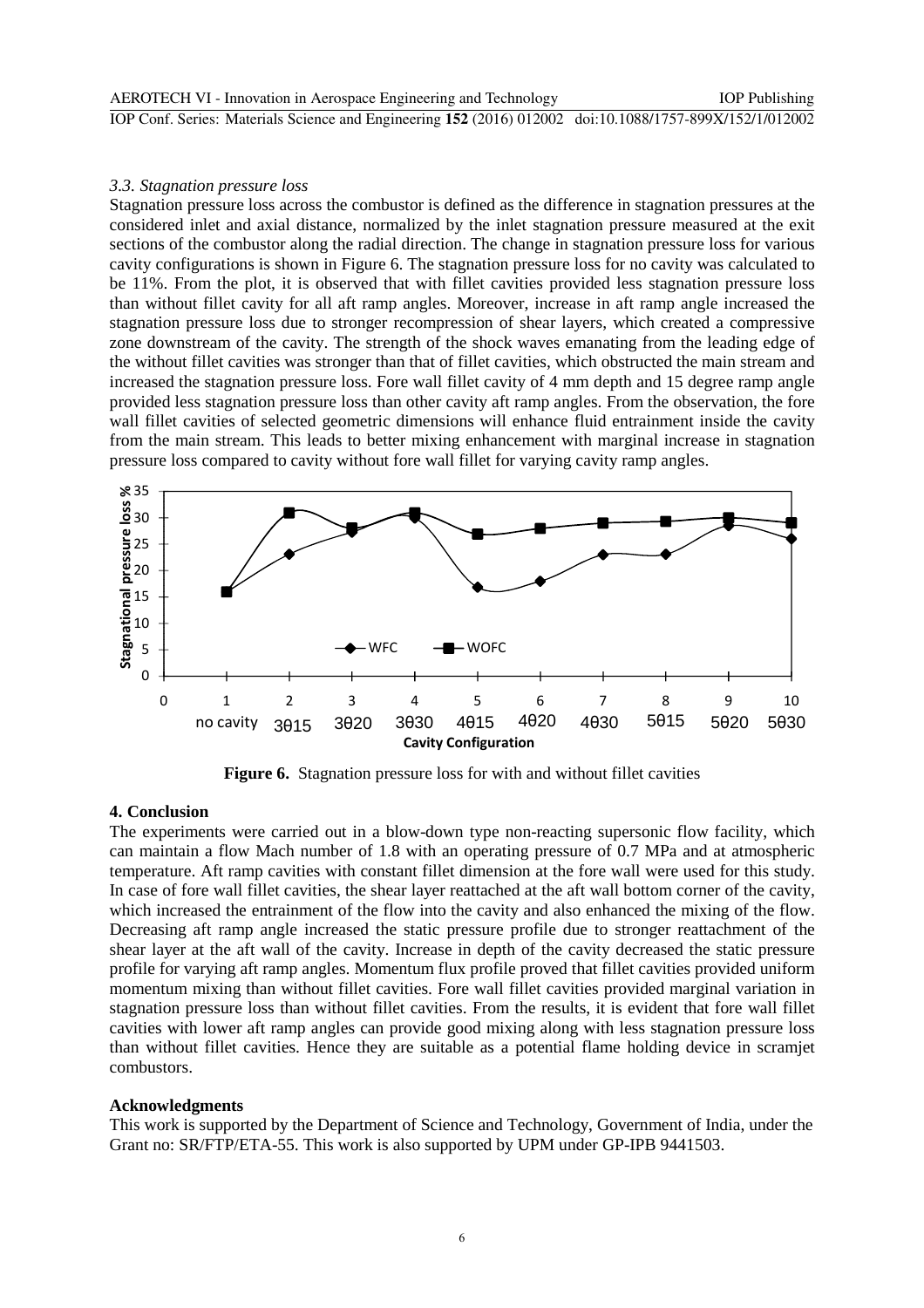### *3.3. Stagnation pressure loss*

Stagnation pressure loss across the combustor is defined as the difference in stagnation pressures at the considered inlet and axial distance, normalized by the inlet stagnation pressure measured at the exit sections of the combustor along the radial direction. The change in stagnation pressure loss for various cavity configurations is shown in Figure 6. The stagnation pressure loss for no cavity was calculated to be 11%. From the plot, it is observed that with fillet cavities provided less stagnation pressure loss than without fillet cavity for all aft ramp angles. Moreover, increase in aft ramp angle increased the stagnation pressure loss due to stronger recompression of shear layers, which created a compressive zone downstream of the cavity. The strength of the shock waves emanating from the leading edge of the without fillet cavities was stronger than that of fillet cavities, which obstructed the main stream and increased the stagnation pressure loss. Fore wall fillet cavity of 4 mm depth and 15 degree ramp angle provided less stagnation pressure loss than other cavity aft ramp angles. From the observation, the fore wall fillet cavities of selected geometric dimensions will enhance fluid entrainment inside the cavity from the main stream. This leads to better mixing enhancement with marginal increase in stagnation pressure loss compared to cavity without fore wall fillet for varying cavity ramp angles.

Stagnational pressure loss %

35
30
25
20
15
10
5
0

WFC
WOFC

0 1 2 3 4 5 6 7 8 9 10

no cavity 3θ15 3θ20 3θ30 4θ15 4θ20 4θ30 5θ15 5θ20 5θ30

Cavity Configuration

**Figure 6.** Stagnation pressure loss for with and without fillet cavities

## 4. Conclusion

The experiments were carried out in a blow-down type non-reacting supersonic flow facility, which can maintain a flow Mach number of 1.8 with an operating pressure of 0.7 MPa and at atmospheric temperature. Aft ramp cavities with constant fillet dimension at the fore wall were used for this study. In case of fore wall fillet cavities, the shear layer reattached at the aft wall bottom corner of the cavity, which increased the entrainment of the flow into the cavity and also enhanced the mixing of the flow. Decreasing aft ramp angle increased the static pressure profile due to stronger reattachment of the shear layer at the aft wall of the cavity. Increase in depth of the cavity decreased the static pressure profile for varying aft ramp angles. Momentum flux profile proved that fillet cavities provided uniform momentum mixing than without fillet cavities. Fore wall fillet cavities provided marginal variation in stagnation pressure loss than without fillet cavities. From the results, it is evident that fore wall fillet cavities with lower aft ramp angles can provide good mixing along with less stagnation pressure loss than without fillet cavities. Hence they are suitable as a potential flame holding device in scramjet combustors.

## Acknowledgments

This work is supported by the Department of Science and Technology, Government of India, under the Grant no: SR/FTP/ETA-55. This work is also supported by UPM under GP-IPB 9441503.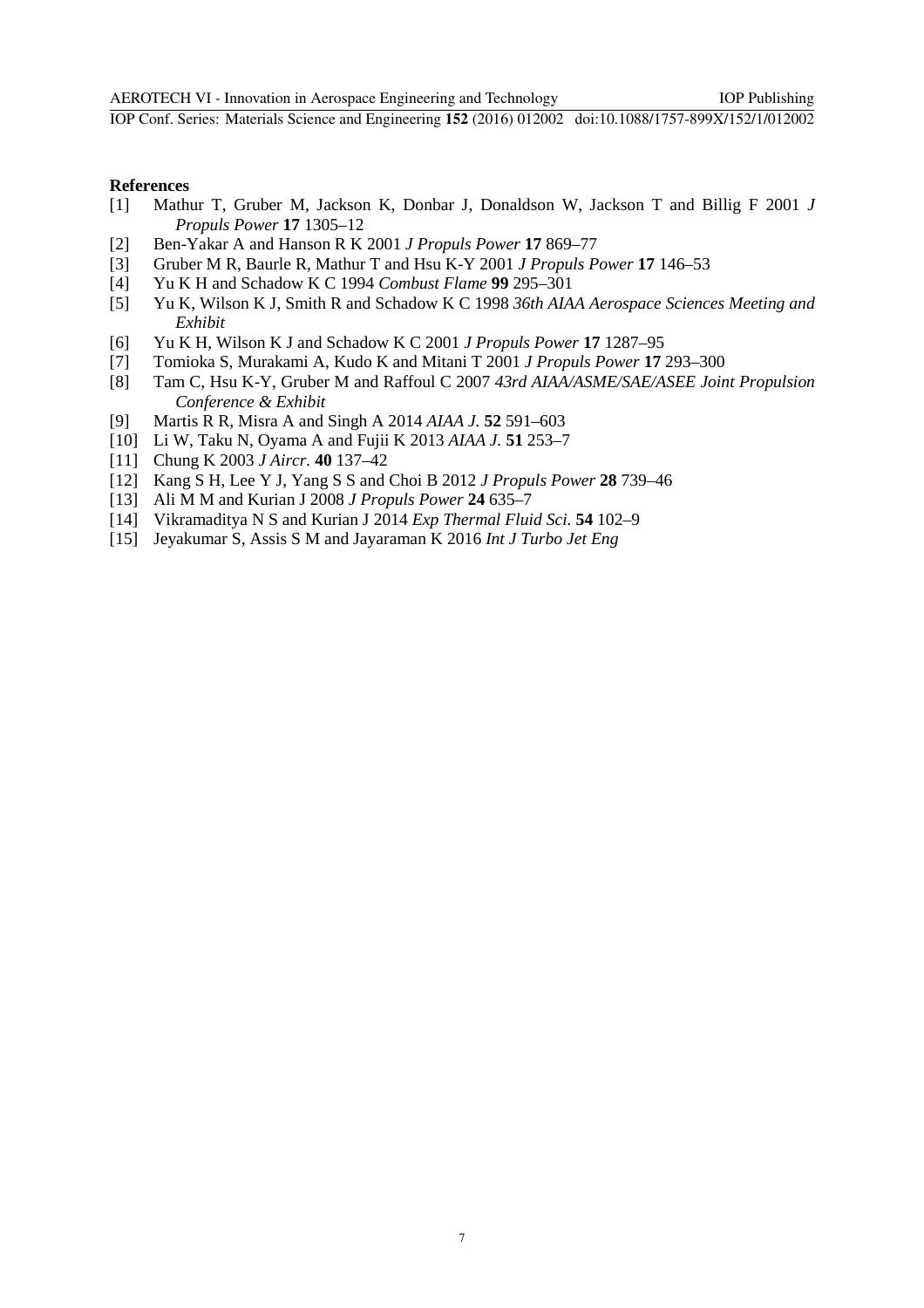## References

[1] Mathur T, Gruber M, Jackson K, Donbar J, Donaldson W, Jackson T and Billig F 2001 *J Propuls Power* **17** 1305–12

[2] Ben-Yakar A and Hanson R K 2001 *J Propuls Power* **17** 869–77

[3] Gruber M R, Baurle R, Mathur T and Hsu K-Y 2001 *J Propuls Power* **17** 146–53

[4] Yu K H and Schadow K C 1994 *Combust Flame* **99** 295–301

[5] Yu K, Wilson K J, Smith R and Schadow K C 1998 *36th AIAA Aerospace Sciences Meeting and Exhibit*

[6] Yu K H, Wilson K J and Schadow K C 2001 *J Propuls Power* **17** 1287–95

[7] Tomioka S, Murakami A, Kudo K and Mitani T 2001 *J Propuls Power* **17** 293–300

[8] Tam C, Hsu K-Y, Gruber M and Raffoul C 2007 *43rd AIAA/ASME/SAE/ASEE Joint Propulsion Conference & Exhibit*

[9] Martis R R, Misra A and Singh A 2014 *AIAA J.* **52** 591–603

[10] Li W, Taku N, Oyama A and Fujii K 2013 *AIAA J.* **51** 253–7

[11] Chung K 2003 *J Aircr.* **40** 137–42

[12] Kang S H, Lee Y J, Yang S S and Choi B 2012 *J Propuls Power* **28** 739–46

[13] Ali M M and Kurian J 2008 *J Propuls Power* **24** 635–7

[14] Vikramaditya N S and Kurian J 2014 *Exp Thermal Fluid Sci.* **54** 102–9

[15] Jeyakumar S, Assis S M and Jayaraman K 2016 *Int J Turbo Jet Eng*